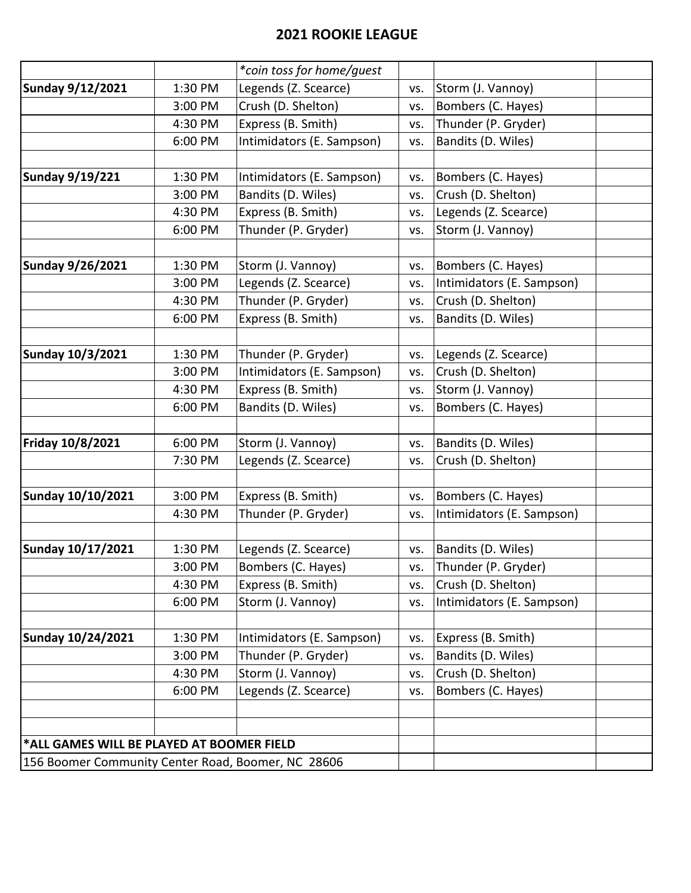## 2021 ROOKIE LEAGUE

| | | *coin toss for home/guest | | | |
|---|---|---|---|---|---|
| **Sunday 9/12/2021** | 1:30 PM | Legends (Z. Scearce) | vs. | Storm (J. Vannoy) | |
| | 3:00 PM | Crush (D. Shelton) | vs. | Bombers (C. Hayes) | |
| | 4:30 PM | Express (B. Smith) | vs. | Thunder (P. Gryder) | |
| | 6:00 PM | Intimidators (E. Sampson) | vs. | Bandits (D. Wiles) | |
| | | | | | |
| **Sunday 9/19/221** | 1:30 PM | Intimidators (E. Sampson) | vs. | Bombers (C. Hayes) | |
| | 3:00 PM | Bandits (D. Wiles) | vs. | Crush (D. Shelton) | |
| | 4:30 PM | Express (B. Smith) | vs. | Legends (Z. Scearce) | |
| | 6:00 PM | Thunder (P. Gryder) | vs. | Storm (J. Vannoy) | |
| | | | | | |
| **Sunday 9/26/2021** | 1:30 PM | Storm (J. Vannoy) | vs. | Bombers (C. Hayes) | |
| | 3:00 PM | Legends (Z. Scearce) | vs. | Intimidators (E. Sampson) | |
| | 4:30 PM | Thunder (P. Gryder) | vs. | Crush (D. Shelton) | |
| | 6:00 PM | Express (B. Smith) | vs. | Bandits (D. Wiles) | |
| | | | | | |
| **Sunday 10/3/2021** | 1:30 PM | Thunder (P. Gryder) | vs. | Legends (Z. Scearce) | |
| | 3:00 PM | Intimidators (E. Sampson) | vs. | Crush (D. Shelton) | |
| | 4:30 PM | Express (B. Smith) | vs. | Storm (J. Vannoy) | |
| | 6:00 PM | Bandits (D. Wiles) | vs. | Bombers (C. Hayes) | |
| | | | | | |
| **Friday 10/8/2021** | 6:00 PM | Storm (J. Vannoy) | vs. | Bandits (D. Wiles) | |
| | 7:30 PM | Legends (Z. Scearce) | vs. | Crush (D. Shelton) | |
| | | | | | |
| **Sunday 10/10/2021** | 3:00 PM | Express (B. Smith) | vs. | Bombers (C. Hayes) | |
| | 4:30 PM | Thunder (P. Gryder) | vs. | Intimidators (E. Sampson) | |
| | | | | | |
| **Sunday 10/17/2021** | 1:30 PM | Legends (Z. Scearce) | vs. | Bandits (D. Wiles) | |
| | 3:00 PM | Bombers (C. Hayes) | vs. | Thunder (P. Gryder) | |
| | 4:30 PM | Express (B. Smith) | vs. | Crush (D. Shelton) | |
| | 6:00 PM | Storm (J. Vannoy) | vs. | Intimidators (E. Sampson) | |
| | | | | | |
| **Sunday 10/24/2021** | 1:30 PM | Intimidators (E. Sampson) | vs. | Express (B. Smith) | |
| | 3:00 PM | Thunder (P. Gryder) | vs. | Bandits (D. Wiles) | |
| | 4:30 PM | Storm (J. Vannoy) | vs. | Crush (D. Shelton) | |
| | 6:00 PM | Legends (Z. Scearce) | vs. | Bombers (C. Hayes) | |
| | | | | | |
| | | | | | |
| **\*ALL GAMES WILL BE PLAYED AT BOOMER FIELD** | | | | | |
| 156 Boomer Community Center Road, Boomer, NC 28606 | | | | | |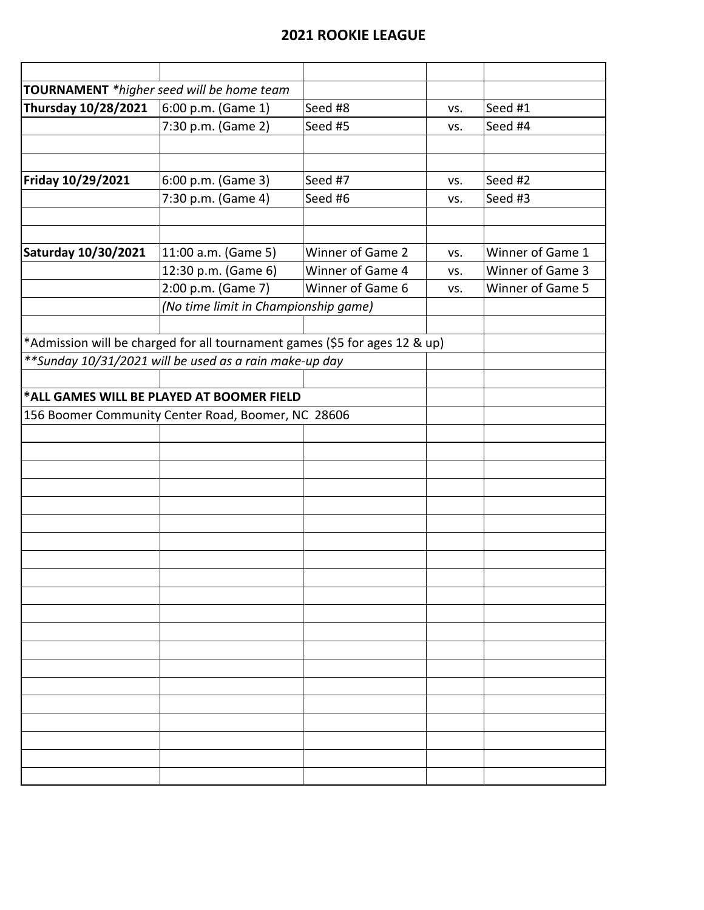## 2021 ROOKIE LEAGUE

| | | | | |
|---|---|---|---|---|
| | | | | |
| **TOURNAMENT** *\*higher seed will be home team* | | | | |
| **Thursday 10/28/2021** | 6:00 p.m. (Game 1) | Seed #8 | vs. | Seed #1 |
| | 7:30 p.m. (Game 2) | Seed #5 | vs. | Seed #4 |
| | | | | |
| | | | | |
| **Friday 10/29/2021** | 6:00 p.m. (Game 3) | Seed #7 | vs. | Seed #2 |
| | 7:30 p.m. (Game 4) | Seed #6 | vs. | Seed #3 |
| | | | | |
| | | | | |
| **Saturday 10/30/2021** | 11:00 a.m. (Game 5) | Winner of Game 2 | vs. | Winner of Game 1 |
| | 12:30 p.m. (Game 6) | Winner of Game 4 | vs. | Winner of Game 3 |
| | 2:00 p.m. (Game 7) | Winner of Game 6 | vs. | Winner of Game 5 |
| | *(No time limit in Championship game)* | | | |
| | | | | |
| *Admission will be charged for all tournament games ($5 for ages 12 & up) | | | | |
| *\*\*Sunday 10/31/2021 will be used as a rain make-up day* | | | | |
| | | | | |
| **\*ALL GAMES WILL BE PLAYED AT BOOMER FIELD** | | | | |
| 156 Boomer Community Center Road, Boomer, NC 28606 | | | | |